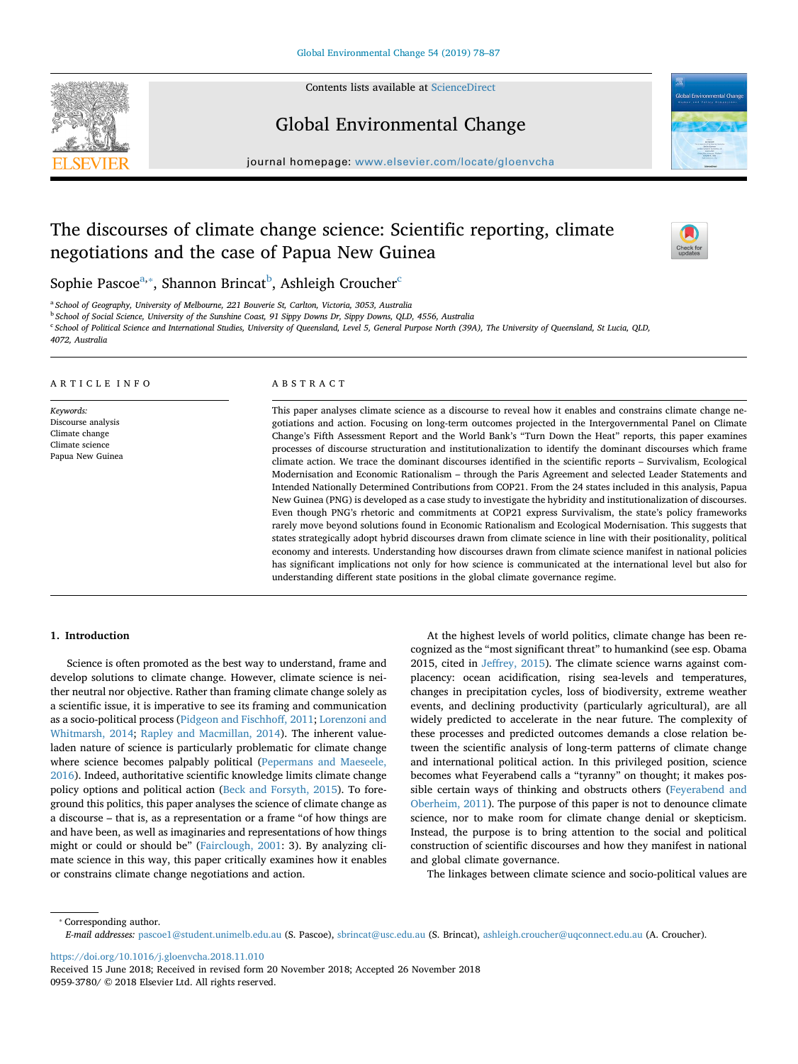# The discourses of climate change science: Scientific reporting, climate negotiations and the case of Papua New Guinea

Sophie Pascoe[a,*], Shannon Brincat[b], Ashleigh Croucher[c]

[a] School of Geography, University of Melbourne, 221 Bouverie St, Carlton, Victoria, 3053, Australia
[b] School of Social Science, University of the Sunshine Coast, 91 Sippy Downs Dr, Sippy Downs, QLD, 4556, Australia
[c] School of Political Science and International Studies, University of Queensland, Level 5, General Purpose North (39A), The University of Queensland, St Lucia, QLD, 4072, Australia

## ARTICLE INFO

*Keywords:*
Discourse analysis
Climate change
Climate science
Papua New Guinea

## ABSTRACT

This paper analyses climate science as a discourse to reveal how it enables and constrains climate change negotiations and action. Focusing on long-term outcomes projected in the Intergovernmental Panel on Climate Change's Fifth Assessment Report and the World Bank's "Turn Down the Heat" reports, this paper examines processes of discourse structuration and institutionalization to identify the dominant discourses which frame climate action. We trace the dominant discourses identified in the scientific reports – Survivalism, Ecological Modernisation and Economic Rationalism – through the Paris Agreement and selected Leader Statements and Intended Nationally Determined Contributions from COP21. From the 24 states included in this analysis, Papua New Guinea (PNG) is developed as a case study to investigate the hybridity and institutionalization of discourses. Even though PNG's rhetoric and commitments at COP21 express Survivalism, the state's policy frameworks rarely move beyond solutions found in Economic Rationalism and Ecological Modernisation. This suggests that states strategically adopt hybrid discourses drawn from climate science in line with their positionality, political economy and interests. Understanding how discourses drawn from climate science manifest in national policies has significant implications not only for how science is communicated at the international level but also for understanding different state positions in the global climate governance regime.

## 1. Introduction

Science is often promoted as the best way to understand, frame and develop solutions to climate change. However, climate science is neither neutral nor objective. Rather than framing climate change solely as a scientific issue, it is imperative to see its framing and communication as a socio-political process (Pidgeon and Fischhoff, 2011; Lorenzoni and Whitmarsh, 2014; Rapley and Macmillan, 2014). The inherent value-laden nature of science is particularly problematic for climate change where science becomes palpably political (Pepermans and Maeseele, 2016). Indeed, authoritative scientific knowledge limits climate change policy options and political action (Beck and Forsyth, 2015). To foreground this politics, this paper analyses the science of climate change as a discourse – that is, as a representation or a frame "of how things are and have been, as well as imaginaries and representations of how things might or could or should be" (Fairclough, 2001: 3). By analyzing climate science in this way, this paper critically examines how it enables or constrains climate change negotiations and action.

At the highest levels of world politics, climate change has been recognized as the "most significant threat" to humankind (see esp. Obama 2015, cited in Jeffrey, 2015). The climate science warns against complacency: ocean acidification, rising sea-levels and temperatures, changes in precipitation cycles, loss of biodiversity, extreme weather events, and declining productivity (particularly agricultural), are all widely predicted to accelerate in the near future. The complexity of these processes and predicted outcomes demands a close relation between the scientific analysis of long-term patterns of climate change and international political action. In this privileged position, science becomes what Feyerabend calls a "tyranny" on thought; it makes possible certain ways of thinking and obstructs others (Feyerabend and Oberheim, 2011). The purpose of this paper is not to denounce climate science, nor to make room for climate change denial or skepticism. Instead, the purpose is to bring attention to the social and political construction of scientific discourses and how they manifest in national and global climate governance.

The linkages between climate science and socio-political values are

* Corresponding author.
*E-mail addresses:* pascoe1@student.unimelb.edu.au (S. Pascoe), sbrincat@usc.edu.au (S. Brincat), ashleigh.croucher@uqconnect.edu.au (A. Croucher).

https://doi.org/10.1016/j.gloenvcha.2018.11.010
Received 15 June 2018; Received in revised form 20 November 2018; Accepted 26 November 2018
0959-3780/ © 2018 Elsevier Ltd. All rights reserved.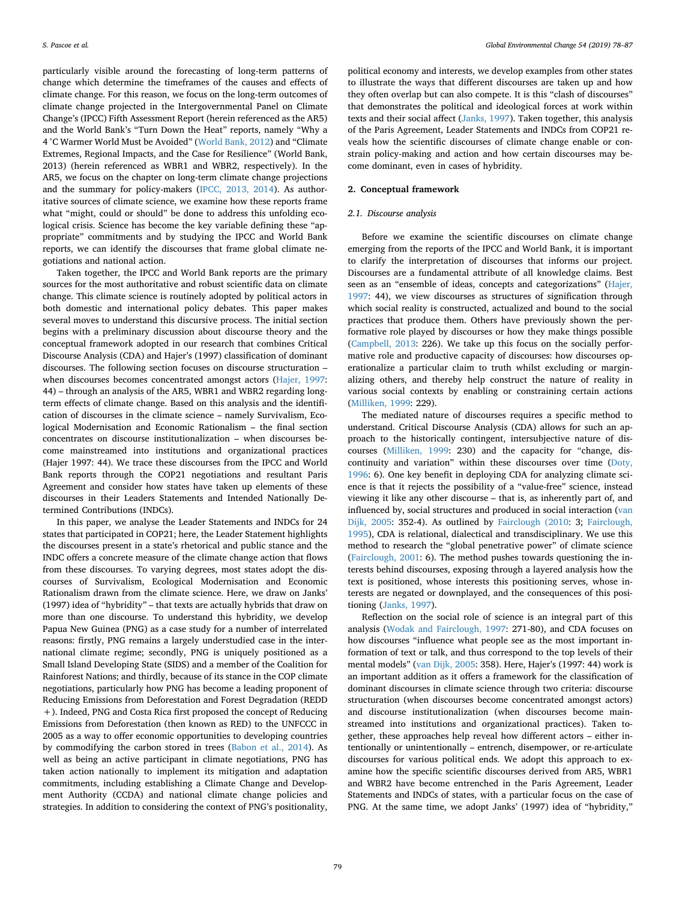particularly visible around the forecasting of long-term patterns of change which determine the timeframes of the causes and effects of climate change. For this reason, we focus on the long-term outcomes of climate change projected in the Intergovernmental Panel on Climate Change's (IPCC) Fifth Assessment Report (herein referenced as the AR5) and the World Bank's "Turn Down the Heat" reports, namely "Why a 4 °C Warmer World Must be Avoided" (World Bank, 2012) and "Climate Extremes, Regional Impacts, and the Case for Resilience" (World Bank, 2013) (herein referenced as WBR1 and WBR2, respectively). In the AR5, we focus on the chapter on long-term climate change projections and the summary for policy-makers (IPCC, 2013, 2014). As authoritative sources of climate science, we examine how these reports frame what "might, could or should" be done to address this unfolding ecological crisis. Science has become the key variable defining these "appropriate" commitments and by studying the IPCC and World Bank reports, we can identify the discourses that frame global climate negotiations and national action.

Taken together, the IPCC and World Bank reports are the primary sources for the most authoritative and robust scientific data on climate change. This climate science is routinely adopted by political actors in both domestic and international policy debates. This paper makes several moves to understand this discursive process. The initial section begins with a preliminary discussion about discourse theory and the conceptual framework adopted in our research that combines Critical Discourse Analysis (CDA) and Hajer's (1997) classification of dominant discourses. The following section focuses on discourse structuration – when discourses becomes concentrated amongst actors (Hajer, 1997: 44) – through an analysis of the AR5, WBR1 and WBR2 regarding long-term effects of climate change. Based on this analysis and the identification of discourses in the climate science – namely Survivalism, Ecological Modernisation and Economic Rationalism – the final section concentrates on discourse institutionalization – when discourses become mainstreamed into institutions and organizational practices (Hajer 1997: 44). We trace these discourses from the IPCC and World Bank reports through the COP21 negotiations and resultant Paris Agreement and consider how states have taken up elements of these discourses in their Leaders Statements and Intended Nationally Determined Contributions (INDCs).

In this paper, we analyse the Leader Statements and INDCs for 24 states that participated in COP21; here, the Leader Statement highlights the discourses present in a state's rhetorical and public stance and the INDC offers a concrete measure of the climate change action that flows from these discourses. To varying degrees, most states adopt the discourses of Survivalism, Ecological Modernisation and Economic Rationalism drawn from the climate science. Here, we draw on Janks' (1997) idea of "hybridity" – that texts are actually hybrids that draw on more than one discourse. To understand this hybridity, we develop Papua New Guinea (PNG) as a case study for a number of interrelated reasons: firstly, PNG remains a largely understudied case in the international climate regime; secondly, PNG is uniquely positioned as a Small Island Developing State (SIDS) and a member of the Coalition for Rainforest Nations; and thirdly, because of its stance in the COP climate negotiations, particularly how PNG has become a leading proponent of Reducing Emissions from Deforestation and Forest Degradation (REDD +). Indeed, PNG and Costa Rica first proposed the concept of Reducing Emissions from Deforestation (then known as RED) to the UNFCCC in 2005 as a way to offer economic opportunities to developing countries by commodifying the carbon stored in trees (Babon et al., 2014). As well as being an active participant in climate negotiations, PNG has taken action nationally to implement its mitigation and adaptation commitments, including establishing a Climate Change and Development Authority (CCDA) and national climate change policies and strategies. In addition to considering the context of PNG's positionality, political economy and interests, we develop examples from other states to illustrate the ways that different discourses are taken up and how they often overlap but can also compete. It is this "clash of discourses" that demonstrates the political and ideological forces at work within texts and their social affect (Janks, 1997). Taken together, this analysis of the Paris Agreement, Leader Statements and INDCs from COP21 reveals how the scientific discourses of climate change enable or constrain policy-making and action and how certain discourses may become dominant, even in cases of hybridity.

## 2. Conceptual framework

### 2.1. Discourse analysis

Before we examine the scientific discourses on climate change emerging from the reports of the IPCC and World Bank, it is important to clarify the interpretation of discourses that informs our project. Discourses are a fundamental attribute of all knowledge claims. Best seen as an "ensemble of ideas, concepts and categorizations" (Hajer, 1997: 44), we view discourses as structures of signification through which social reality is constructed, actualized and bound to the social practices that produce them. Others have previously shown the performative role played by discourses or how they make things possible (Campbell, 2013: 226). We take up this focus on the socially performative role and productive capacity of discourses: how discourses operationalize a particular claim to truth whilst excluding or marginalizing others, and thereby help construct the nature of reality in various social contexts by enabling or constraining certain actions (Milliken, 1999: 229).

The mediated nature of discourses requires a specific method to understand. Critical Discourse Analysis (CDA) allows for such an approach to the historically contingent, intersubjective nature of discourses (Milliken, 1999: 230) and the capacity for "change, discontinuity and variation" within these discourses over time (Doty, 1996: 6). One key benefit in deploying CDA for analyzing climate science is that it rejects the possibility of a "value-free" science, instead viewing it like any other discourse – that is, as inherently part of, and influenced by, social structures and produced in social interaction (van Dijk, 2005: 352-4). As outlined by Fairclough (2010: 3; Fairclough, 1995), CDA is relational, dialectical and transdisciplinary. We use this method to research the "global penetrative power" of climate science (Fairclough, 2001: 6). The method pushes towards questioning the interests behind discourses, exposing through a layered analysis how the text is positioned, whose interests this positioning serves, whose interests are negated or downplayed, and the consequences of this positioning (Janks, 1997).

Reflection on the social role of science is an integral part of this analysis (Wodak and Fairclough, 1997: 271-80), and CDA focuses on how discourses "influence what people see as the most important information of text or talk, and thus correspond to the top levels of their mental models" (van Dijk, 2005: 358). Here, Hajer's (1997: 44) work is an important addition as it offers a framework for the classification of dominant discourses in climate science through two criteria: discourse structuration (when discourses become concentrated amongst actors) and discourse institutionalization (when discourses become mainstreamed into institutions and organizational practices). Taken together, these approaches help reveal how different actors – either intentionally or unintentionally – entrench, disempower, or re-articulate discourses for various political ends. We adopt this approach to examine how the specific scientific discourses derived from AR5, WBR1 and WBR2 have become entrenched in the Paris Agreement, Leader Statements and INDCs of states, with a particular focus on the case of PNG. At the same time, we adopt Janks' (1997) idea of "hybridity,"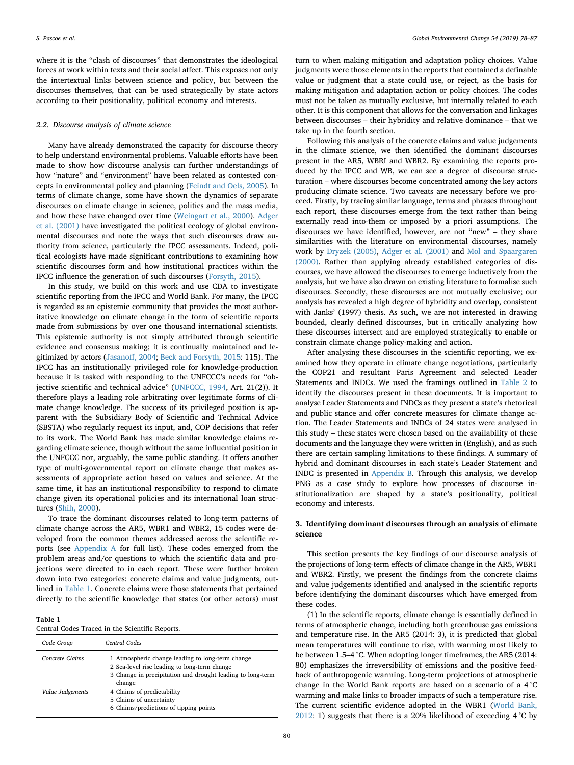where it is the "clash of discourses" that demonstrates the ideological forces at work within texts and their social affect. This exposes not only the intertextual links between science and policy, but between the discourses themselves, that can be used strategically by state actors according to their positionality, political economy and interests.

### 2.2. Discourse analysis of climate science

Many have already demonstrated the capacity for discourse theory to help understand environmental problems. Valuable efforts have been made to show how discourse analysis can further understandings of how "nature" and "environment" have been related as contested concepts in environmental policy and planning (Feindt and Oels, 2005). In terms of climate change, some have shown the dynamics of separate discourses on climate change in science, politics and the mass media, and how these have changed over time (Weingart et al., 2000). Adger et al. (2001) have investigated the political ecology of global environmental discourses and note the ways that such discourses draw authority from science, particularly the IPCC assessments. Indeed, political ecologists have made significant contributions to examining how scientific discourses form and how institutional practices within the IPCC influence the generation of such discourses (Forsyth, 2015).

In this study, we build on this work and use CDA to investigate scientific reporting from the IPCC and World Bank. For many, the IPCC is regarded as an epistemic community that provides the most authoritative knowledge on climate change in the form of scientific reports made from submissions by over one thousand international scientists. This epistemic authority is not simply attributed through scientific evidence and consensus making; it is continually maintained and legitimized by actors (Jasanoff, 2004; Beck and Forsyth, 2015: 115). The IPCC has an institutionally privileged role for knowledge-production because it is tasked with responding to the UNFCCC's needs for "objective scientific and technical advice" (UNFCCC, 1994, Art. 21(2)). It therefore plays a leading role arbitrating over legitimate forms of climate change knowledge. The success of its privileged position is apparent with the Subsidiary Body of Scientific and Technical Advice (SBSTA) who regularly request its input, and, COP decisions that refer to its work. The World Bank has made similar knowledge claims regarding climate science, though without the same influential position in the UNFCCC nor, arguably, the same public standing. It offers another type of multi-governmental report on climate change that makes assessments of appropriate action based on values and science. At the same time, it has an institutional responsibility to respond to climate change given its operational policies and its international loan structures (Shih, 2000).

To trace the dominant discourses related to long-term patterns of climate change across the AR5, WBR1 and WBR2, 15 codes were developed from the common themes addressed across the scientific reports (see Appendix A for full list). These codes emerged from the problem areas and/or questions to which the scientific data and projections were directed to in each report. These were further broken down into two categories: concrete claims and value judgments, outlined in Table 1. Concrete claims were those statements that pertained directly to the scientific knowledge that states (or other actors) must turn to when making mitigation and adaptation policy choices. Value judgments were those elements in the reports that contained a definable value or judgment that a state could use, or reject, as the basis for making mitigation and adaptation action or policy choices. The codes must not be taken as mutually exclusive, but internally related to each other. It is this component that allows for the conversation and linkages between discourses – their hybridity and relative dominance – that we take up in the fourth section.

**Table 1**
Central Codes Traced in the Scientific Reports.

| Code Group | Central Codes |
|---|---|
| *Concrete Claims* | 1 Atmospheric change leading to long-term change<br>2 Sea-level rise leading to long-term change<br>3 Change in precipitation and drought leading to long-term change |
| *Value Judgements* | 4 Claims of predictability<br>5 Claims of uncertainty<br>6 Claims/predictions of tipping points |

Following this analysis of the concrete claims and value judgements in the climate science, we then identified the dominant discourses present in the AR5, WBRI and WBR2. By examining the reports produced by the IPCC and WB, we can see a degree of discourse structuration – where discourses become concentrated among the key actors producing climate science. Two caveats are necessary before we proceed. Firstly, by tracing similar language, terms and phrases throughout each report, these discourses emerge from the text rather than being externally read into-them or imposed by a priori assumptions. The discourses we have identified, however, are not "new" – they share similarities with the literature on environmental discourses, namely work by Dryzek (2005), Adger et al. (2001) and Mol and Spaargaren (2000). Rather than applying already established categories of discourses, we have allowed the discourses to emerge inductively from the analysis, but we have also drawn on existing literature to formalise such discourses. Secondly, these discourses are not mutually exclusive; our analysis has revealed a high degree of hybridity and overlap, consistent with Janks' (1997) thesis. As such, we are not interested in drawing bounded, clearly defined discourses, but in critically analyzing how these discourses intersect and are employed strategically to enable or constrain climate change policy-making and action.

After analysing these discourses in the scientific reporting, we examined how they operate in climate change negotiations, particularly the COP21 and resultant Paris Agreement and selected Leader Statements and INDCs. We used the framings outlined in Table 2 to identify the discourses present in these documents. It is important to analyse Leader Statements and INDCs as they present a state's rhetorical and public stance and offer concrete measures for climate change action. The Leader Statements and INDCs of 24 states were analysed in this study – these states were chosen based on the availability of these documents and the language they were written in (English), and as such there are certain sampling limitations to these findings. A summary of hybrid and dominant discourses in each state's Leader Statement and INDC is presented in Appendix B. Through this analysis, we develop PNG as a case study to explore how processes of discourse institutionalization are shaped by a state's positionality, political economy and interests.

## 3. Identifying dominant discourses through an analysis of climate science

This section presents the key findings of our discourse analysis of the projections of long-term effects of climate change in the AR5, WBR1 and WBR2. Firstly, we present the findings from the concrete claims and value judgements identified and analysed in the scientific reports before identifying the dominant discourses which have emerged from these codes.

(1) In the scientific reports, climate change is essentially defined in terms of atmospheric change, including both greenhouse gas emissions and temperature rise. In the AR5 (2014: 3), it is predicted that global mean temperatures will continue to rise, with warming most likely to be between 1.5–4 °C. When adopting longer timeframes, the AR5 (2014: 80) emphasizes the irreversibility of emissions and the positive feedback of anthropogenic warming. Long-term projections of atmospheric change in the World Bank reports are based on a scenario of 4 °C warming and make links to broader impacts of such a temperature rise. The current scientific evidence adopted in the WBR1 (World Bank, 2012: 1) suggests that there is a 20% likelihood of exceeding 4 °C by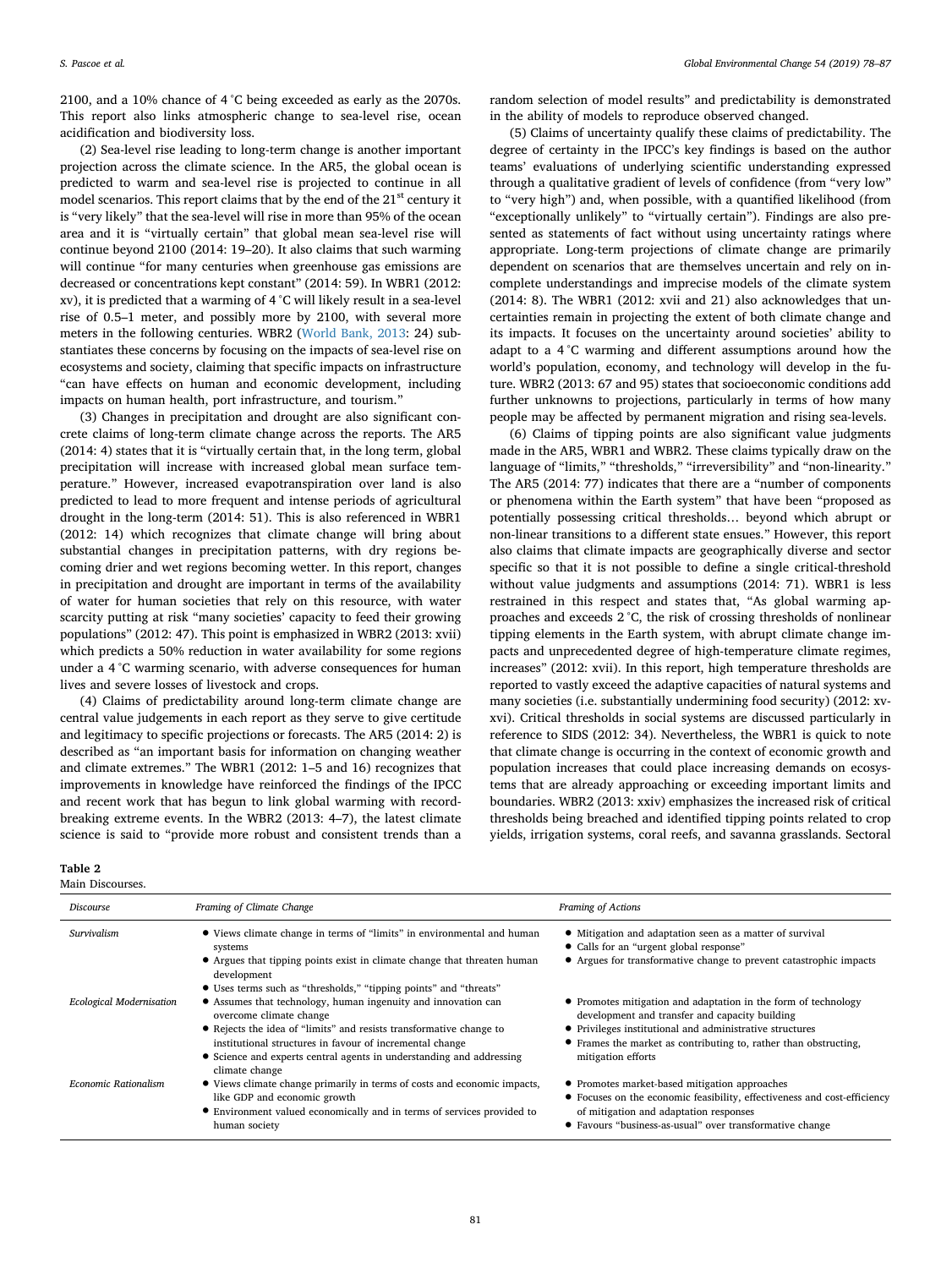2100, and a 10% chance of 4 °C being exceeded as early as the 2070s. This report also links atmospheric change to sea-level rise, ocean acidification and biodiversity loss.

(2) Sea-level rise leading to long-term change is another important projection across the climate science. In the AR5, the global ocean is predicted to warm and sea-level rise is projected to continue in all model scenarios. This report claims that by the end of the 21st century it is "very likely" that the sea-level will rise in more than 95% of the ocean area and it is "virtually certain" that global mean sea-level rise will continue beyond 2100 (2014: 19–20). It also claims that such warming will continue "for many centuries when greenhouse gas emissions are decreased or concentrations kept constant" (2014: 59). In WBR1 (2012: xv), it is predicted that a warming of 4 °C will likely result in a sea-level rise of 0.5–1 meter, and possibly more by 2100, with several more meters in the following centuries. WBR2 (World Bank, 2013: 24) substantiates these concerns by focusing on the impacts of sea-level rise on ecosystems and society, claiming that specific impacts on infrastructure "can have effects on human and economic development, including impacts on human health, port infrastructure, and tourism."

(3) Changes in precipitation and drought are also significant concrete claims of long-term climate change across the reports. The AR5 (2014: 4) states that it is "virtually certain that, in the long term, global precipitation will increase with increased global mean surface temperature." However, increased evapotranspiration over land is also predicted to lead to more frequent and intense periods of agricultural drought in the long-term (2014: 51). This is also referenced in WBR1 (2012: 14) which recognizes that climate change will bring about substantial changes in precipitation patterns, with dry regions becoming drier and wet regions becoming wetter. In this report, changes in precipitation and drought are important in terms of the availability of water for human societies that rely on this resource, with water scarcity putting at risk "many societies' capacity to feed their growing populations" (2012: 47). This point is emphasized in WBR2 (2013: xvii) which predicts a 50% reduction in water availability for some regions under a 4 °C warming scenario, with adverse consequences for human lives and severe losses of livestock and crops.

(4) Claims of predictability around long-term climate change are central value judgements in each report as they serve to give certitude and legitimacy to specific projections or forecasts. The AR5 (2014: 2) is described as "an important basis for information on changing weather and climate extremes." The WBR1 (2012: 1–5 and 16) recognizes that improvements in knowledge have reinforced the findings of the IPCC and recent work that has begun to link global warming with record-breaking extreme events. In the WBR2 (2013: 4–7), the latest climate science is said to "provide more robust and consistent trends than a random selection of model results" and predictability is demonstrated in the ability of models to reproduce observed changed.

(5) Claims of uncertainty qualify these claims of predictability. The degree of certainty in the IPCC's key findings is based on the author teams' evaluations of underlying scientific understanding expressed through a qualitative gradient of levels of confidence (from "very low" to "very high") and, when possible, with a quantified likelihood (from "exceptionally unlikely" to "virtually certain"). Findings are also presented as statements of fact without using uncertainty ratings where appropriate. Long-term projections of climate change are primarily dependent on scenarios that are themselves uncertain and rely on incomplete understandings and imprecise models of the climate system (2014: 8). The WBR1 (2012: xvii and 21) also acknowledges that uncertainties remain in projecting the extent of both climate change and its impacts. It focuses on the uncertainty around societies' ability to adapt to a 4 °C warming and different assumptions around how the world's population, economy, and technology will develop in the future. WBR2 (2013: 67 and 95) states that socioeconomic conditions add further unknowns to projections, particularly in terms of how many people may be affected by permanent migration and rising sea-levels.

(6) Claims of tipping points are also significant value judgments made in the AR5, WBR1 and WBR2. These claims typically draw on the language of "limits," "thresholds," "irreversibility" and "non-linearity." The AR5 (2014: 77) indicates that there are a "number of components or phenomena within the Earth system" that have been "proposed as potentially possessing critical thresholds… beyond which abrupt or non-linear transitions to a different state ensues." However, this report also claims that climate impacts are geographically diverse and sector specific so that it is not possible to define a single critical-threshold without value judgments and assumptions (2014: 71). WBR1 is less restrained in this respect and states that, "As global warming approaches and exceeds 2 °C, the risk of crossing thresholds of nonlinear tipping elements in the Earth system, with abrupt climate change impacts and unprecedented degree of high-temperature climate regimes, increases" (2012: xvii). In this report, high temperature thresholds are reported to vastly exceed the adaptive capacities of natural systems and many societies (i.e. substantially undermining food security) (2012: xv-xvi). Critical thresholds in social systems are discussed particularly in reference to SIDS (2012: 34). Nevertheless, the WBR1 is quick to note that climate change is occurring in the context of economic growth and population increases that could place increasing demands on ecosystems that are already approaching or exceeding important limits and boundaries. WBR2 (2013: xxiv) emphasizes the increased risk of critical thresholds being breached and identified tipping points related to crop yields, irrigation systems, coral reefs, and savanna grasslands. Sectoral

**Table 2**
Main Discourses.

| *Discourse* | *Framing of Climate Change* | *Framing of Actions* |
|---|---|---|
| *Survivalism* | • Views climate change in terms of "limits" in environmental and human systems<br>• Argues that tipping points exist in climate change that threaten human development<br>• Uses terms such as "thresholds," "tipping points" and "threats" | • Mitigation and adaptation seen as a matter of survival<br>• Calls for an "urgent global response"<br>• Argues for transformative change to prevent catastrophic impacts |
| *Ecological Modernisation* | • Assumes that technology, human ingenuity and innovation can overcome climate change<br>• Rejects the idea of "limits" and resists transformative change to institutional structures in favour of incremental change<br>• Science and experts central agents in understanding and addressing climate change | • Promotes mitigation and adaptation in the form of technology development and transfer and capacity building<br>• Privileges institutional and administrative structures<br>• Frames the market as contributing to, rather than obstructing, mitigation efforts |
| *Economic Rationalism* | • Views climate change primarily in terms of costs and economic impacts, like GDP and economic growth<br>• Environment valued economically and in terms of services provided to human society | • Promotes market-based mitigation approaches<br>• Focuses on the economic feasibility, effectiveness and cost-efficiency of mitigation and adaptation responses<br>• Favours "business-as-usual" over transformative change |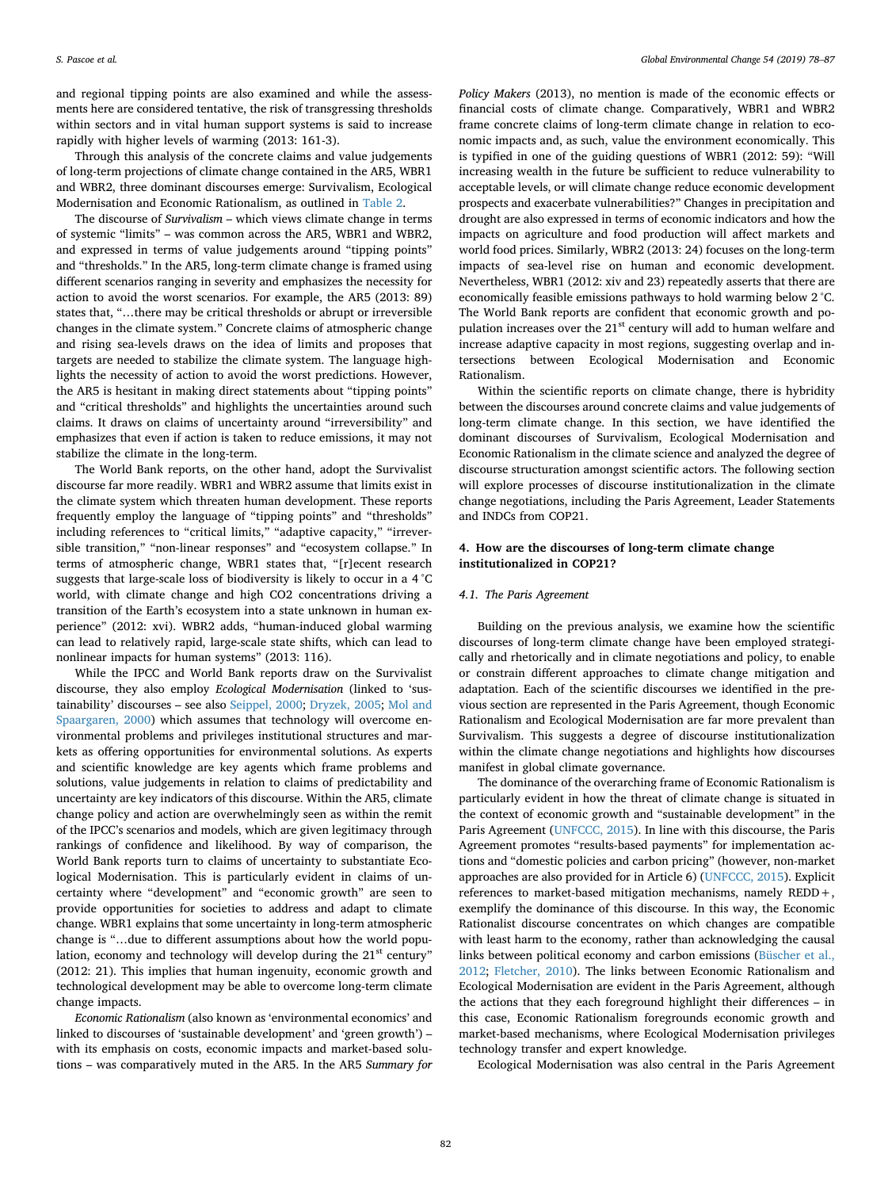and regional tipping points are also examined and while the assessments here are considered tentative, the risk of transgressing thresholds within sectors and in vital human support systems is said to increase rapidly with higher levels of warming (2013: 161-3).

Through this analysis of the concrete claims and value judgements of long-term projections of climate change contained in the AR5, WBR1 and WBR2, three dominant discourses emerge: Survivalism, Ecological Modernisation and Economic Rationalism, as outlined in Table 2.

The discourse of *Survivalism* – which views climate change in terms of systemic "limits" – was common across the AR5, WBR1 and WBR2, and expressed in terms of value judgements around "tipping points" and "thresholds." In the AR5, long-term climate change is framed using different scenarios ranging in severity and emphasizes the necessity for action to avoid the worst scenarios. For example, the AR5 (2013: 89) states that, "…there may be critical thresholds or abrupt or irreversible changes in the climate system." Concrete claims of atmospheric change and rising sea-levels draws on the idea of limits and proposes that targets are needed to stabilize the climate system. The language highlights the necessity of action to avoid the worst predictions. However, the AR5 is hesitant in making direct statements about "tipping points" and "critical thresholds" and highlights the uncertainties around such claims. It draws on claims of uncertainty around "irreversibility" and emphasizes that even if action is taken to reduce emissions, it may not stabilize the climate in the long-term.

The World Bank reports, on the other hand, adopt the Survivalist discourse far more readily. WBR1 and WBR2 assume that limits exist in the climate system which threaten human development. These reports frequently employ the language of "tipping points" and "thresholds" including references to "critical limits," "adaptive capacity," "irreversible transition," "non-linear responses" and "ecosystem collapse." In terms of atmospheric change, WBR1 states that, "[r]ecent research suggests that large-scale loss of biodiversity is likely to occur in a 4 °C world, with climate change and high CO2 concentrations driving a transition of the Earth's ecosystem into a state unknown in human experience" (2012: xvi). WBR2 adds, "human-induced global warming can lead to relatively rapid, large-scale state shifts, which can lead to nonlinear impacts for human systems" (2013: 116).

While the IPCC and World Bank reports draw on the Survivalist discourse, they also employ *Ecological Modernisation* (linked to 'sustainability' discourses – see also Seippel, 2000; Dryzek, 2005; Mol and Spaargaren, 2000) which assumes that technology will overcome environmental problems and privileges institutional structures and markets as offering opportunities for environmental solutions. As experts and scientific knowledge are key agents which frame problems and solutions, value judgements in relation to claims of predictability and uncertainty are key indicators of this discourse. Within the AR5, climate change policy and action are overwhelmingly seen as within the remit of the IPCC's scenarios and models, which are given legitimacy through rankings of confidence and likelihood. By way of comparison, the World Bank reports turn to claims of uncertainty to substantiate Ecological Modernisation. This is particularly evident in claims of uncertainty where "development" and "economic growth" are seen to provide opportunities for societies to address and adapt to climate change. WBR1 explains that some uncertainty in long-term atmospheric change is "…due to different assumptions about how the world population, economy and technology will develop during the 21st century" (2012: 21). This implies that human ingenuity, economic growth and technological development may be able to overcome long-term climate change impacts.

*Economic Rationalism* (also known as 'environmental economics' and linked to discourses of 'sustainable development' and 'green growth') – with its emphasis on costs, economic impacts and market-based solutions – was comparatively muted in the AR5. In the AR5 *Summary for Policy Makers* (2013), no mention is made of the economic effects or financial costs of climate change. Comparatively, WBR1 and WBR2 frame concrete claims of long-term climate change in relation to economic impacts and, as such, value the environment economically. This is typified in one of the guiding questions of WBR1 (2012: 59): "Will increasing wealth in the future be sufficient to reduce vulnerability to acceptable levels, or will climate change reduce economic development prospects and exacerbate vulnerabilities?" Changes in precipitation and drought are also expressed in terms of economic indicators and how the impacts on agriculture and food production will affect markets and world food prices. Similarly, WBR2 (2013: 24) focuses on the long-term impacts of sea-level rise on human and economic development. Nevertheless, WBR1 (2012: xiv and 23) repeatedly asserts that there are economically feasible emissions pathways to hold warming below 2 °C. The World Bank reports are confident that economic growth and population increases over the 21st century will add to human welfare and increase adaptive capacity in most regions, suggesting overlap and intersections between Ecological Modernisation and Economic Rationalism.

Within the scientific reports on climate change, there is hybridity between the discourses around concrete claims and value judgements of long-term climate change. In this section, we have identified the dominant discourses of Survivalism, Ecological Modernisation and Economic Rationalism in the climate science and analyzed the degree of discourse structuration amongst scientific actors. The following section will explore processes of discourse institutionalization in the climate change negotiations, including the Paris Agreement, Leader Statements and INDCs from COP21.

## 4. How are the discourses of long-term climate change institutionalized in COP21?

### 4.1. The Paris Agreement

Building on the previous analysis, we examine how the scientific discourses of long-term climate change have been employed strategically and rhetorically and in climate negotiations and policy, to enable or constrain different approaches to climate change mitigation and adaptation. Each of the scientific discourses we identified in the previous section are represented in the Paris Agreement, though Economic Rationalism and Ecological Modernisation are far more prevalent than Survivalism. This suggests a degree of discourse institutionalization within the climate change negotiations and highlights how discourses manifest in global climate governance.

The dominance of the overarching frame of Economic Rationalism is particularly evident in how the threat of climate change is situated in the context of economic growth and "sustainable development" in the Paris Agreement (UNFCCC, 2015). In line with this discourse, the Paris Agreement promotes "results-based payments" for implementation actions and "domestic policies and carbon pricing" (however, non-market approaches are also provided for in Article 6) (UNFCCC, 2015). Explicit references to market-based mitigation mechanisms, namely REDD+, exemplify the dominance of this discourse. In this way, the Economic Rationalist discourse concentrates on which changes are compatible with least harm to the economy, rather than acknowledging the causal links between political economy and carbon emissions (Büscher et al., 2012; Fletcher, 2010). The links between Economic Rationalism and Ecological Modernisation are evident in the Paris Agreement, although the actions that they each foreground highlight their differences – in this case, Economic Rationalism foregrounds economic growth and market-based mechanisms, where Ecological Modernisation privileges technology transfer and expert knowledge.

Ecological Modernisation was also central in the Paris Agreement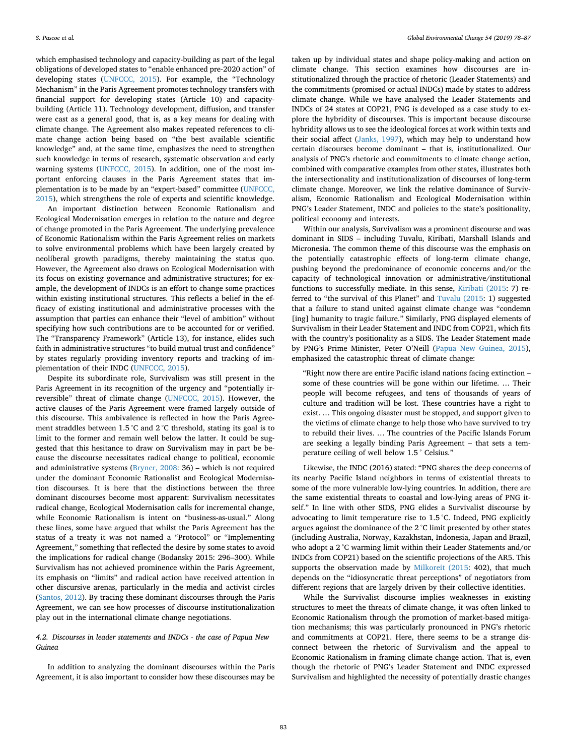which emphasised technology and capacity-building as part of the legal obligations of developed states to "enable enhanced pre-2020 action" of developing states (UNFCCC, 2015). For example, the "Technology Mechanism" in the Paris Agreement promotes technology transfers with financial support for developing states (Article 10) and capacity-building (Article 11). Technology development, diffusion, and transfer were cast as a general good, that is, as a key means for dealing with climate change. The Agreement also makes repeated references to climate change action being based on "the best available scientific knowledge" and, at the same time, emphasizes the need to strengthen such knowledge in terms of research, systematic observation and early warning systems (UNFCCC, 2015). In addition, one of the most important enforcing clauses in the Paris Agreement states that implementation is to be made by an "expert-based" committee (UNFCCC, 2015), which strengthens the role of experts and scientific knowledge.

An important distinction between Economic Rationalism and Ecological Modernisation emerges in relation to the nature and degree of change promoted in the Paris Agreement. The underlying prevalence of Economic Rationalism within the Paris Agreement relies on markets to solve environmental problems which have been largely created by neoliberal growth paradigms, thereby maintaining the status quo. However, the Agreement also draws on Ecological Modernisation with its focus on existing governance and administrative structures; for example, the development of INDCs is an effort to change some practices within existing institutional structures. This reflects a belief in the efficacy of existing institutional and administrative processes with the assumption that parties can enhance their "level of ambition" without specifying how such contributions are to be accounted for or verified. The "Transparency Framework" (Article 13), for instance, elides such faith in administrative structures "to build mutual trust and confidence" by states regularly providing inventory reports and tracking of implementation of their INDC (UNFCCC, 2015).

Despite its subordinate role, Survivalism was still present in the Paris Agreement in its recognition of the urgency and "potentially irreversible" threat of climate change (UNFCCC, 2015). However, the active clauses of the Paris Agreement were framed largely outside of this discourse. This ambivalence is reflected in how the Paris Agreement straddles between 1.5 °C and 2 °C threshold, stating its goal is to limit to the former and remain well below the latter. It could be suggested that this hesitance to draw on Survivalism may in part be because the discourse necessitates radical change to political, economic and administrative systems (Bryner, 2008: 36) – which is not required under the dominant Economic Rationalist and Ecological Modernisation discourses. It is here that the distinctions between the three dominant discourses become most apparent: Survivalism necessitates radical change, Ecological Modernisation calls for incremental change, while Economic Rationalism is intent on "business-as-usual." Along these lines, some have argued that whilst the Paris Agreement has the status of a treaty it was not named a "Protocol" or "Implementing Agreement," something that reflected the desire by some states to avoid the implications for radical change (Bodansky 2015: 296–300). While Survivalism has not achieved prominence within the Paris Agreement, its emphasis on "limits" and radical action have received attention in other discursive arenas, particularly in the media and activist circles (Santos, 2012). By tracing these dominant discourses through the Paris Agreement, we can see how processes of discourse institutionalization play out in the international climate change negotiations.

### 4.2. Discourses in leader statements and INDCs - the case of Papua New Guinea

In addition to analyzing the dominant discourses within the Paris Agreement, it is also important to consider how these discourses may be taken up by individual states and shape policy-making and action on climate change. This section examines how discourses are institutionalized through the practice of rhetoric (Leader Statements) and the commitments (promised or actual INDCs) made by states to address climate change. While we have analysed the Leader Statements and INDCs of 24 states at COP21, PNG is developed as a case study to explore the hybridity of discourses. This is important because discourse hybridity allows us to see the ideological forces at work within texts and their social affect (Janks, 1997), which may help to understand how certain discourses become dominant – that is, institutionalized. Our analysis of PNG's rhetoric and commitments to climate change action, combined with comparative examples from other states, illustrates both the intersectionality and institutionalization of discourses of long-term climate change. Moreover, we link the relative dominance of Survivalism, Economic Rationalism and Ecological Modernisation within PNG's Leader Statement, INDC and policies to the state's positionality, political economy and interests.

Within our analysis, Survivalism was a prominent discourse and was dominant in SIDS – including Tuvalu, Kiribati, Marshall Islands and Micronesia. The common theme of this discourse was the emphasis on the potentially catastrophic effects of long-term climate change, pushing beyond the predominance of economic concerns and/or the capacity of technological innovation or administrative/institutional functions to successfully mediate. In this sense, Kiribati (2015: 7) referred to "the survival of this Planet" and Tuvalu (2015: 1) suggested that a failure to stand united against climate change was "condemn [ing] humanity to tragic failure." Similarly, PNG displayed elements of Survivalism in their Leader Statement and INDC from COP21, which fits with the country's positionality as a SIDS. The Leader Statement made by PNG's Prime Minister, Peter O'Neill (Papua New Guinea, 2015), emphasized the catastrophic threat of climate change:

> "Right now there are entire Pacific island nations facing extinction – some of these countries will be gone within our lifetime. … Their people will become refugees, and tens of thousands of years of culture and tradition will be lost. These countries have a right to exist. … This ongoing disaster must be stopped, and support given to the victims of climate change to help those who have survived to try to rebuild their lives. … The countries of the Pacific Islands Forum are seeking a legally binding Paris Agreement – that sets a temperature ceiling of well below 1.5 ° Celsius."

Likewise, the INDC (2016) stated: "PNG shares the deep concerns of its nearby Pacific Island neighbors in terms of existential threats to some of the more vulnerable low-lying countries. In addition, there are the same existential threats to coastal and low-lying areas of PNG itself." In line with other SIDS, PNG elides a Survivalist discourse by advocating to limit temperature rise to 1.5 °C. Indeed, PNG explicitly argues against the dominance of the 2 °C limit presented by other states (including Australia, Norway, Kazakhstan, Indonesia, Japan and Brazil, who adopt a 2 °C warming limit within their Leader Statements and/or INDCs from COP21) based on the scientific projections of the AR5. This supports the observation made by Milkoreit (2015: 402), that much depends on the "idiosyncratic threat perceptions" of negotiators from different regions that are largely driven by their collective identities.

While the Survivalist discourse implies weaknesses in existing structures to meet the threats of climate change, it was often linked to Economic Rationalism through the promotion of market-based mitigation mechanisms; this was particularly pronounced in PNG's rhetoric and commitments at COP21. Here, there seems to be a strange disconnect between the rhetoric of Survivalism and the appeal to Economic Rationalism in framing climate change action. That is, even though the rhetoric of PNG's Leader Statement and INDC expressed Survivalism and highlighted the necessity of potentially drastic changes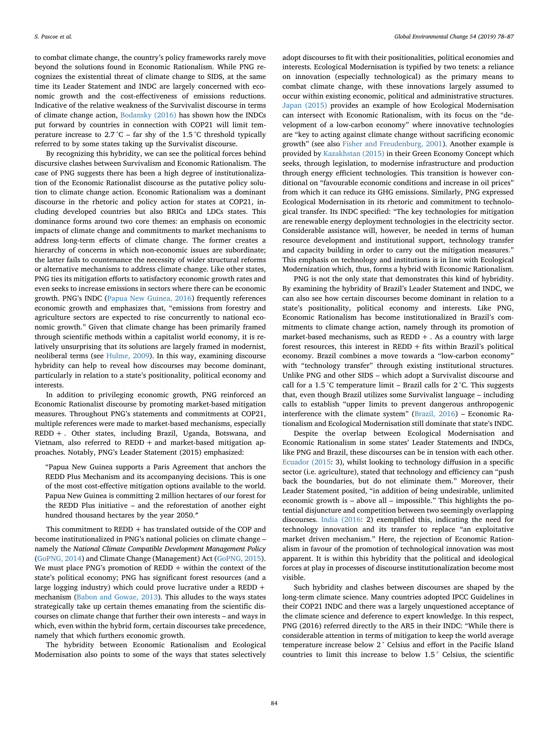to combat climate change, the country's policy frameworks rarely move beyond the solutions found in Economic Rationalism. While PNG recognizes the existential threat of climate change to SIDS, at the same time its Leader Statement and INDC are largely concerned with economic growth and the cost-effectiveness of emissions reductions. Indicative of the relative weakness of the Survivalist discourse in terms of climate change action, Bodansky (2016) has shown how the INDCs put forward by countries in connection with COP21 will limit temperature increase to 2.7 °C – far shy of the 1.5 °C threshold typically referred to by some states taking up the Survivalist discourse.

By recognizing this hybridity, we can see the political forces behind discursive clashes between Survivalism and Economic Rationalism. The case of PNG suggests there has been a high degree of institutionalization of the Economic Rationalist discourse as the putative policy solution to climate change action. Economic Rationalism was a dominant discourse in the rhetoric and policy action for states at COP21, including developed countries but also BRICs and LDCs states. This dominance forms around two core themes: an emphasis on economic impacts of climate change and commitments to market mechanisms to address long-term effects of climate change. The former creates a hierarchy of concerns in which non-economic issues are subordinate; the latter fails to countenance the necessity of wider structural reforms or alternative mechanisms to address climate change. Like other states, PNG ties its mitigation efforts to satisfactory economic growth rates and even seeks to increase emissions in sectors where there can be economic growth. PNG's INDC (Papua New Guinea, 2016) frequently references economic growth and emphasizes that, "emissions from forestry and agriculture sectors are expected to rise concurrently to national economic growth." Given that climate change has been primarily framed through scientific methods within a capitalist world economy, it is relatively unsurprising that its solutions are largely framed in modernist, neoliberal terms (see Hulme, 2009). In this way, examining discourse hybridity can help to reveal how discourses may become dominant, particularly in relation to a state's positionality, political economy and interests.

In addition to privileging economic growth, PNG reinforced an Economic Rationalist discourse by promoting market-based mitigation measures. Throughout PNG's statements and commitments at COP21, multiple references were made to market-based mechanisms, especially REDD + . Other states, including Brazil, Uganda, Botswana, and Vietnam, also referred to REDD + and market-based mitigation approaches. Notably, PNG's Leader Statement (2015) emphasized:

> "Papua New Guinea supports a Paris Agreement that anchors the REDD Plus Mechanism and its accompanying decisions. This is one of the most cost-effective mitigation options available to the world. Papua New Guinea is committing 2 million hectares of our forest for the REDD Plus initiative – and the reforestation of another eight hundred thousand hectares by the year 2050."

This commitment to REDD + has translated outside of the COP and become institutionalized in PNG's national policies on climate change – namely the *National Climate Compatible Development Management Policy* (GoPNG, 2014) and Climate Change (Management) Act (GoPNG, 2015). We must place PNG's promotion of REDD + within the context of the state's political economy; PNG has significant forest resources (and a large logging industry) which could prove lucrative under a REDD + mechanism (Babon and Gowae, 2013). This alludes to the ways states strategically take up certain themes emanating from the scientific discourses on climate change that further their own interests – and ways in which, even within the hybrid form, certain discourses take precedence, namely that which furthers economic growth.

The hybridity between Economic Rationalism and Ecological Modernisation also points to some of the ways that states selectively adopt discourses to fit with their positionalities, political economies and interests. Ecological Modernisation is typified by two tenets: a reliance on innovation (especially technological) as the primary means to combat climate change, with these innovations largely assumed to occur within existing economic, political and administrative structures. Japan (2015) provides an example of how Ecological Modernisation can intersect with Economic Rationalism, with its focus on the "development of a low-carbon economy" where innovative technologies are "key to acting against climate change without sacrificing economic growth" (see also Fisher and Freudenburg, 2001). Another example is provided by Kazakhstan (2015) in their Green Economy Concept which seeks, through legislation, to modernise infrastructure and production through energy efficient technologies. This transition is however conditional on "favourable economic conditions and increase in oil prices" from which it can reduce its GHG emissions. Similarly, PNG expressed Ecological Modernisation in its rhetoric and commitment to technological transfer. Its INDC specified: "The key technologies for mitigation are renewable energy deployment technologies in the electricity sector. Considerable assistance will, however, be needed in terms of human resource development and institutional support, technology transfer and capacity building in order to carry out the mitigation measures." This emphasis on technology and institutions is in line with Ecological Modernization which, thus, forms a hybrid with Economic Rationalism.

PNG is not the only state that demonstrates this kind of hybridity. By examining the hybridity of Brazil's Leader Statement and INDC, we can also see how certain discourses become dominant in relation to a state's positionality, political economy and interests. Like PNG, Economic Rationalism has become institutionalized in Brazil's commitments to climate change action, namely through its promotion of market-based mechanisms, such as REDD + . As a country with large forest resources, this interest in REDD + fits within Brazil's political economy. Brazil combines a move towards a "low-carbon economy" with "technology transfer" through existing institutional structures. Unlike PNG and other SIDS – which adopt a Survivalist discourse and call for a 1.5 °C temperature limit – Brazil calls for 2 °C. This suggests that, even though Brazil utilizes some Survivalist language – including calls to establish "upper limits to prevent dangerous anthropogenic interference with the climate system" (Brazil, 2016) – Economic Rationalism and Ecological Modernisation still dominate that state's INDC.

Despite the overlap between Ecological Modernisation and Economic Rationalism in some states' Leader Statements and INDCs, like PNG and Brazil, these discourses can be in tension with each other. Ecuador (2015: 3), whilst looking to technology diffusion in a specific sector (i.e. agriculture), stated that technology and efficiency can "push back the boundaries, but do not eliminate them." Moreover, their Leader Statement posited, "in addition of being undesirable, unlimited economic growth is – above all – impossible." This highlights the potential disjuncture and competition between two seemingly overlapping discourses. India (2016: 2) exemplified this, indicating the need for technology innovation and its transfer to replace "an exploitative market driven mechanism." Here, the rejection of Economic Rationalism in favour of the promotion of technological innovation was most apparent. It is within this hybridity that the political and ideological forces at play in processes of discourse institutionalization become most visible.

Such hybridity and clashes between discourses are shaped by the long-term climate science. Many countries adopted IPCC Guidelines in their COP21 INDC and there was a largely unquestioned acceptance of the climate science and deference to expert knowledge. In this respect, PNG (2016) referred directly to the AR5 in their INDC: "While there is considerable attention in terms of mitigation to keep the world average temperature increase below 2 ° Celsius and effort in the Pacific Island countries to limit this increase to below 1.5 ° Celsius, the scientific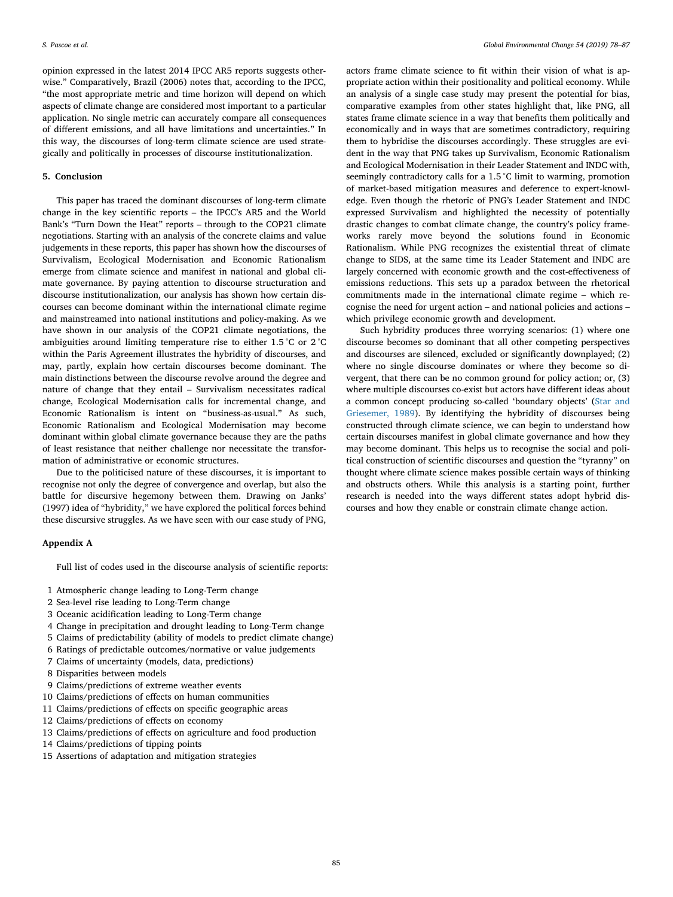opinion expressed in the latest 2014 IPCC AR5 reports suggests otherwise." Comparatively, Brazil (2006) notes that, according to the IPCC, "the most appropriate metric and time horizon will depend on which aspects of climate change are considered most important to a particular application. No single metric can accurately compare all consequences of different emissions, and all have limitations and uncertainties." In this way, the discourses of long-term climate science are used strategically and politically in processes of discourse institutionalization.

## 5. Conclusion

This paper has traced the dominant discourses of long-term climate change in the key scientific reports – the IPCC's AR5 and the World Bank's "Turn Down the Heat" reports – through to the COP21 climate negotiations. Starting with an analysis of the concrete claims and value judgements in these reports, this paper has shown how the discourses of Survivalism, Ecological Modernisation and Economic Rationalism emerge from climate science and manifest in national and global climate governance. By paying attention to discourse structuration and discourse institutionalization, our analysis has shown how certain discourses can become dominant within the international climate regime and mainstreamed into national institutions and policy-making. As we have shown in our analysis of the COP21 climate negotiations, the ambiguities around limiting temperature rise to either 1.5 °C or 2 °C within the Paris Agreement illustrates the hybridity of discourses, and may, partly, explain how certain discourses become dominant. The main distinctions between the discourse revolve around the degree and nature of change that they entail – Survivalism necessitates radical change, Ecological Modernisation calls for incremental change, and Economic Rationalism is intent on "business-as-usual." As such, Economic Rationalism and Ecological Modernisation may become dominant within global climate governance because they are the paths of least resistance that neither challenge nor necessitate the transformation of administrative or economic structures.

Due to the politicised nature of these discourses, it is important to recognise not only the degree of convergence and overlap, but also the battle for discursive hegemony between them. Drawing on Janks' (1997) idea of "hybridity," we have explored the political forces behind these discursive struggles. As we have seen with our case study of PNG, actors frame climate science to fit within their vision of what is appropriate action within their positionality and political economy. While an analysis of a single case study may present the potential for bias, comparative examples from other states highlight that, like PNG, all states frame climate science in a way that benefits them politically and economically and in ways that are sometimes contradictory, requiring them to hybridise the discourses accordingly. These struggles are evident in the way that PNG takes up Survivalism, Economic Rationalism and Ecological Modernisation in their Leader Statement and INDC with, seemingly contradictory calls for a 1.5 °C limit to warming, promotion of market-based mitigation measures and deference to expert-knowledge. Even though the rhetoric of PNG's Leader Statement and INDC expressed Survivalism and highlighted the necessity of potentially drastic changes to combat climate change, the country's policy frameworks rarely move beyond the solutions found in Economic Rationalism. While PNG recognizes the existential threat of climate change to SIDS, at the same time its Leader Statement and INDC are largely concerned with economic growth and the cost-effectiveness of emissions reductions. This sets up a paradox between the rhetorical commitments made in the international climate regime – which recognise the need for urgent action – and national policies and actions – which privilege economic growth and development.

Such hybridity produces three worrying scenarios: (1) where one discourse becomes so dominant that all other competing perspectives and discourses are silenced, excluded or significantly downplayed; (2) where no single discourse dominates or where they become so divergent, that there can be no common ground for policy action; or, (3) where multiple discourses co-exist but actors have different ideas about a common concept producing so-called 'boundary objects' (Star and Griesemer, 1989). By identifying the hybridity of discourses being constructed through climate science, we can begin to understand how certain discourses manifest in global climate governance and how they may become dominant. This helps us to recognise the social and political construction of scientific discourses and question the "tyranny" on thought where climate science makes possible certain ways of thinking and obstructs others. While this analysis is a starting point, further research is needed into the ways different states adopt hybrid discourses and how they enable or constrain climate change action.

### Appendix A

Full list of codes used in the discourse analysis of scientific reports:

1. Atmospheric change leading to Long-Term change
2. Sea-level rise leading to Long-Term change
3. Oceanic acidification leading to Long-Term change
4. Change in precipitation and drought leading to Long-Term change
5. Claims of predictability (ability of models to predict climate change)
6. Ratings of predictable outcomes/normative or value judgements
7. Claims of uncertainty (models, data, predictions)
8. Disparities between models
9. Claims/predictions of extreme weather events
10. Claims/predictions of effects on human communities
11. Claims/predictions of effects on specific geographic areas
12. Claims/predictions of effects on economy
13. Claims/predictions of effects on agriculture and food production
14. Claims/predictions of tipping points
15. Assertions of adaptation and mitigation strategies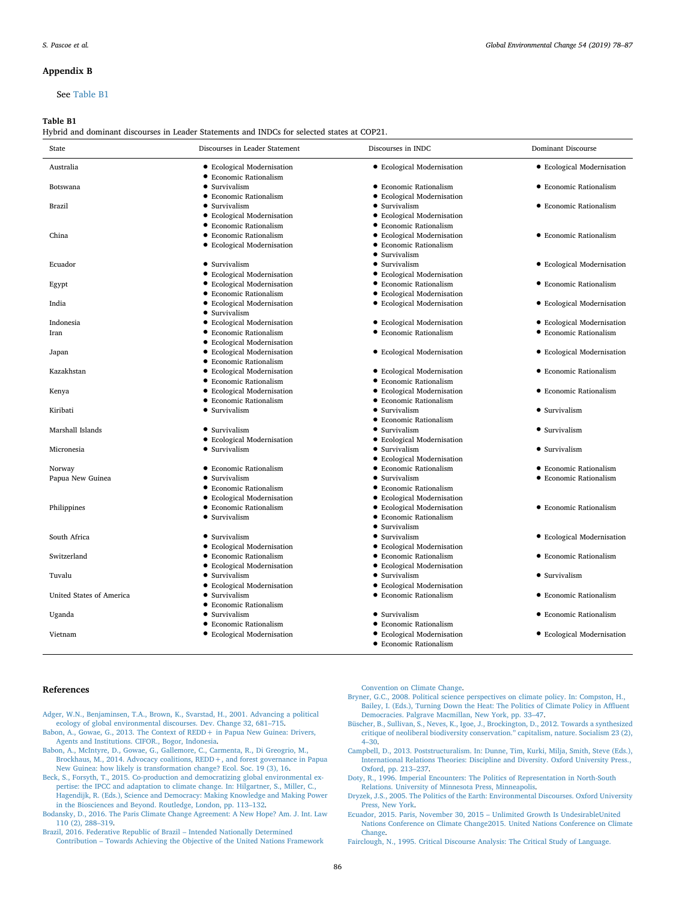## Appendix B

See Table B1

**Table B1**
Hybrid and dominant discourses in Leader Statements and INDCs for selected states at COP21.

| State | Discourses in Leader Statement | Discourses in INDC | Dominant Discourse |
|---|---|---|---|
| Australia | • Ecological Modernisation<br>• Economic Rationalism | • Ecological Modernisation | • Ecological Modernisation |
| Botswana | • Survivalism<br>• Economic Rationalism | • Economic Rationalism<br>• Ecological Modernisation | • Economic Rationalism |
| Brazil | • Survivalism<br>• Ecological Modernisation<br>• Economic Rationalism | • Survivalism<br>• Ecological Modernisation<br>• Economic Rationalism | • Economic Rationalism |
| China | • Economic Rationalism<br>• Ecological Modernisation | • Ecological Modernisation<br>• Economic Rationalism<br>• Survivalism | • Economic Rationalism |
| Ecuador | • Survivalism<br>• Ecological Modernisation | • Survivalism<br>• Ecological Modernisation | • Ecological Modernisation |
| Egypt | • Ecological Modernisation<br>• Economic Rationalism | • Economic Rationalism<br>• Ecological Modernisation | • Economic Rationalism |
| India | • Ecological Modernisation<br>• Survivalism | • Ecological Modernisation | • Ecological Modernisation |
| Indonesia | • Ecological Modernisation | • Ecological Modernisation | • Ecological Modernisation |
| Iran | • Economic Rationalism<br>• Ecological Modernisation | • Economic Rationalism | • Economic Rationalism |
| Japan | • Ecological Modernisation<br>• Economic Rationalism | • Ecological Modernisation | • Ecological Modernisation |
| Kazakhstan | • Ecological Modernisation<br>• Economic Rationalism | • Ecological Modernisation<br>• Economic Rationalism | • Economic Rationalism |
| Kenya | • Ecological Modernisation<br>• Economic Rationalism | • Ecological Modernisation<br>• Economic Rationalism | • Economic Rationalism |
| Kiribati | • Survivalism | • Survivalism<br>• Economic Rationalism | • Survivalism |
| Marshall Islands | • Survivalism<br>• Ecological Modernisation | • Survivalism<br>• Ecological Modernisation | • Survivalism |
| Micronesia | • Survivalism | • Survivalism<br>• Ecological Modernisation | • Survivalism |
| Norway | • Economic Rationalism | • Economic Rationalism | • Economic Rationalism |
| Papua New Guinea | • Survivalism<br>• Economic Rationalism<br>• Ecological Modernisation | • Survivalism<br>• Economic Rationalism<br>• Ecological Modernisation | • Economic Rationalism |
| Philippines | • Economic Rationalism<br>• Survivalism | • Ecological Modernisation<br>• Economic Rationalism<br>• Survivalism | • Economic Rationalism |
| South Africa | • Survivalism<br>• Ecological Modernisation | • Survivalism<br>• Ecological Modernisation | • Ecological Modernisation |
| Switzerland | • Economic Rationalism<br>• Ecological Modernisation | • Economic Rationalism<br>• Ecological Modernisation | • Economic Rationalism |
| Tuvalu | • Survivalism<br>• Ecological Modernisation | • Survivalism<br>• Ecological Modernisation | • Survivalism |
| United States of America | • Survivalism<br>• Economic Rationalism | • Economic Rationalism | • Economic Rationalism |
| Uganda | • Survivalism<br>• Economic Rationalism | • Survivalism<br>• Economic Rationalism | • Economic Rationalism |
| Vietnam | • Ecological Modernisation | • Ecological Modernisation<br>• Economic Rationalism | • Ecological Modernisation |

## References

Adger, W.N., Benjaminsen, T.A., Brown, K., Svarstad, H., 2001. Advancing a political ecology of global environmental discourses. Dev. Change 32, 681–715.

Babon, A., Gowae, G., 2013. The Context of REDD+ in Papua New Guinea: Drivers, Agents and Institutions. CIFOR., Bogor, Indonesia.

Babon, A., McIntyre, D., Gowae, G., Gallemore, C., Carmenta, R., Di Gregorio, M., Brockhaus, M., 2014. Advocacy coalitions, REDD+, and forest governance in Papua New Guinea: how likely is transformation change? Ecol. Soc. 19 (3), 16.

Beck, S., Forsyth, T., 2015. Co-production and democratizing global environmental expertise: the IPCC and adaptation to climate change. In: Hilgartner, S., Miller, C., Hagendijk, R. (Eds.), Science and Democracy: Making Knowledge and Making Power in the Biosciences and Beyond. Routledge, London, pp. 113–132.

Bodansky, D., 2016. The Paris Climate Change Agreement: A New Hope? Am. J. Int. Law 110 (2), 288–319.

Brazil, 2016. Federative Republic of Brazil – Intended Nationally Determined Contribution – Towards Achieving the Objective of the United Nations Framework Convention on Climate Change.

Bryner, G.C., 2008. Political science perspectives on climate policy. In: Compston, H., Bailey, I. (Eds.), Turning Down the Heat: The Politics of Climate Policy in Affluent Democracies. Palgrave Macmillan, New York, pp. 33–47.

Büscher, B., Sullivan, S., Neves, K., Igoe, J., Brockington, D., 2012. Towards a synthesized critique of neoliberal biodiversity conservation." capitalism, nature. Socialism 23 (2), 4–30.

Campbell, D., 2013. Poststructuralism. In: Dunne, Tim, Kurki, Milja, Smith, Steve (Eds.), International Relations Theories: Discipline and Diversity. Oxford University Press., Oxford, pp. 213–237.

Doty, R., 1996. Imperial Encounters: The Politics of Representation in North-South Relations. University of Minnesota Press, Minneapolis.

Dryzek, J.S., 2005. The Politics of the Earth: Environmental Discourses. Oxford University Press, New York.

Ecuador, 2015. Paris, November 30, 2015 – Unlimited Growth Is UndesirableUnited Nations Conference on Climate Change2015. United Nations Conference on Climate Change.

Fairclough, N., 1995. Critical Discourse Analysis: The Critical Study of Language.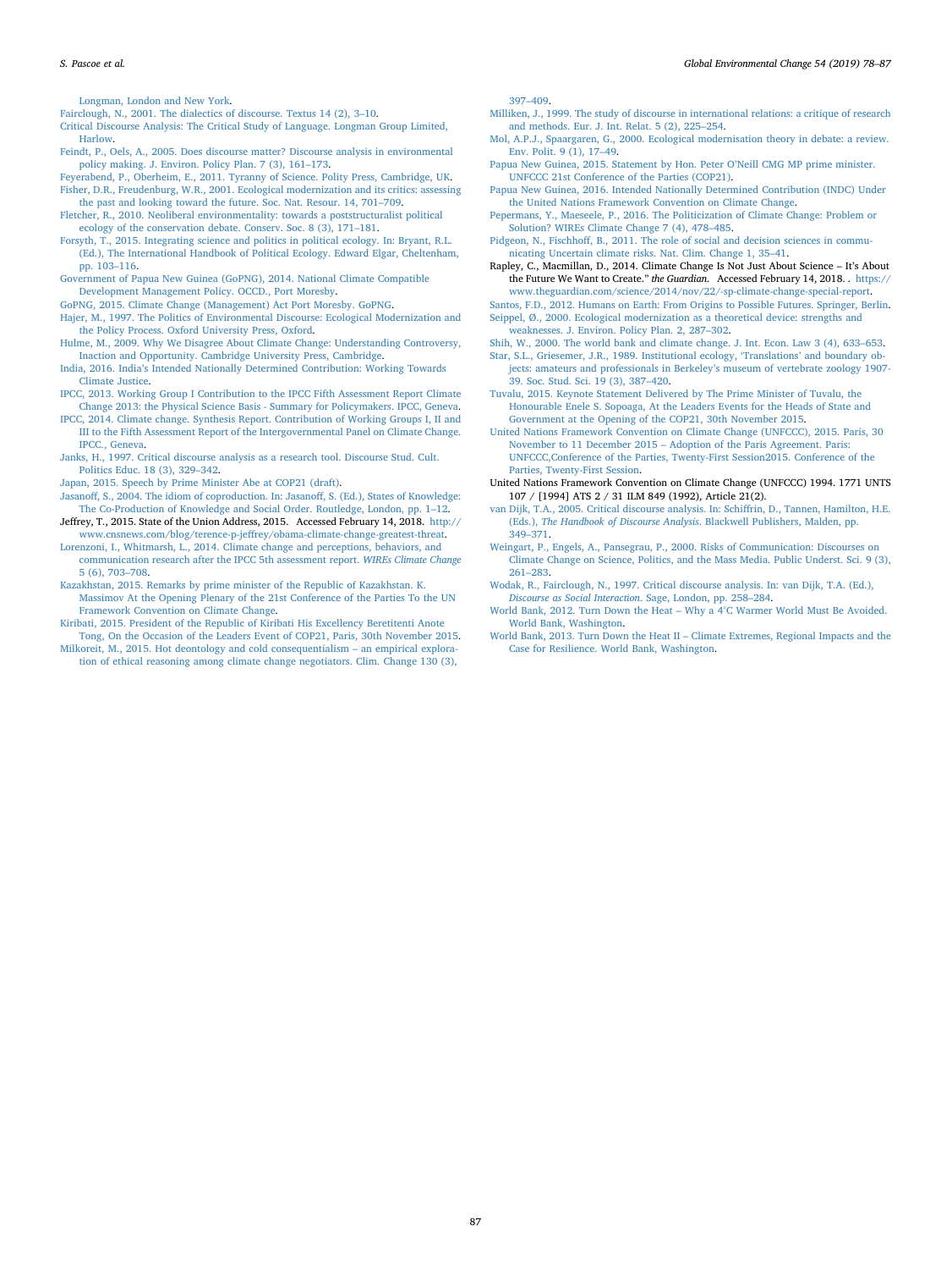Longman, London and New York.

Fairclough, N., 2001. The dialectics of discourse. Textus 14 (2), 3–10.

Critical Discourse Analysis: The Critical Study of Language. Longman Group Limited, Harlow.

Feindt, P., Oels, A., 2005. Does discourse matter? Discourse analysis in environmental policy making. J. Environ. Policy Plan. 7 (3), 161–173.

Feyerabend, P., Oberheim, E., 2011. Tyranny of Science. Polity Press, Cambridge, UK.

Fisher, D.R., Freudenburg, W.R., 2001. Ecological modernization and its critics: assessing the past and looking toward the future. Soc. Nat. Resour. 14, 701–709.

Fletcher, R., 2010. Neoliberal environmentality: towards a poststructuralist political ecology of the conservation debate. Conserv. Soc. 8 (3), 171–181.

Forsyth, T., 2015. Integrating science and politics in political ecology. In: Bryant, R.L. (Ed.), The International Handbook of Political Ecology. Edward Elgar, Cheltenham, pp. 103–116.

Government of Papua New Guinea (GoPNG), 2014. National Climate Compatible Development Management Policy. OCCD., Port Moresby.

GoPNG, 2015. Climate Change (Management) Act Port Moresby. GoPNG.

Hajer, M., 1997. The Politics of Environmental Discourse: Ecological Modernization and the Policy Process. Oxford University Press, Oxford.

Hulme, M., 2009. Why We Disagree About Climate Change: Understanding Controversy, Inaction and Opportunity. Cambridge University Press, Cambridge.

India, 2016. India's Intended Nationally Determined Contribution: Working Towards Climate Justice.

IPCC, 2013. Working Group I Contribution to the IPCC Fifth Assessment Report Climate Change 2013: the Physical Science Basis - Summary for Policymakers. IPCC, Geneva.

IPCC, 2014. Climate change. Synthesis Report. Contribution of Working Groups I, II and III to the Fifth Assessment Report of the Intergovernmental Panel on Climate Change. IPCC., Geneva.

Janks, H., 1997. Critical discourse analysis as a research tool. Discourse Stud. Cult. Politics Educ. 18 (3), 329–342.

Japan, 2015. Speech by Prime Minister Abe at COP21 (draft).

Jasanoff, S., 2004. The idiom of coproduction. In: Jasanoff, S. (Ed.), States of Knowledge: The Co-Production of Knowledge and Social Order. Routledge, London, pp. 1–12.

Jeffrey, T., 2015. State of the Union Address, 2015. Accessed February 14, 2018. http://www.cnsnews.com/blog/terence-p-jeffrey/obama-climate-change-greatest-threat.

Lorenzoni, I., Whitmarsh, L., 2014. Climate change and perceptions, behaviors, and communication research after the IPCC 5th assessment report. *WIREs Climate Change* 5 (6), 703–708.

Kazakhstan, 2015. Remarks by prime minister of the Republic of Kazakhstan. K. Massimov At the Opening Plenary of the 21st Conference of the Parties To the UN Framework Convention on Climate Change.

Kiribati, 2015. President of the Republic of Kiribati His Excellency Beretitenti Anote Tong, On the Occasion of the Leaders Event of COP21, Paris, 30th November 2015.

Milkoreit, M., 2015. Hot deontology and cold consequentialism – an empirical exploration of ethical reasoning among climate change negotiators. Clim. Change 130 (3), 397–409.

Milliken, J., 1999. The study of discourse in international relations: a critique of research and methods. Eur. J. Int. Relat. 5 (2), 225–254.

Mol, A.P.J., Spaargaren, G., 2000. Ecological modernisation theory in debate: a review. Env. Polit. 9 (1), 17–49.

Papua New Guinea, 2015. Statement by Hon. Peter O'Neill CMG MP prime minister. UNFCCC 21st Conference of the Parties (COP21).

Papua New Guinea, 2016. Intended Nationally Determined Contribution (INDC) Under the United Nations Framework Convention on Climate Change.

Pepermans, Y., Maeseele, P., 2016. The Politicization of Climate Change: Problem or Solution? WIREs Climate Change 7 (4), 478–485.

Pidgeon, N., Fischhoff, B., 2011. The role of social and decision sciences in communicating Uncertain climate risks. Nat. Clim. Change 1, 35–41.

Rapley, C., Macmillan, D., 2014. Climate Change Is Not Just About Science – It's About the Future We Want to Create." *the Guardian*. Accessed February 14, 2018. . https://www.theguardian.com/science/2014/nov/22/-sp-climate-change-special-report.

Santos, F.D., 2012. Humans on Earth: From Origins to Possible Futures. Springer, Berlin.

Seippel, Ø., 2000. Ecological modernization as a theoretical device: strengths and weaknesses. J. Environ. Policy Plan. 2, 287–302.

Shih, W., 2000. The world bank and climate change. J. Int. Econ. Law 3 (4), 633–653.

Star, S.L., Griesemer, J.R., 1989. Institutional ecology, 'Translations' and boundary objects: amateurs and professionals in Berkeley's museum of vertebrate zoology 1907-39. Soc. Stud. Sci. 19 (3), 387–420.

Tuvalu, 2015. Keynote Statement Delivered by The Prime Minister of Tuvalu, the Honourable Enele S. Sopoaga, At the Leaders Events for the Heads of State and Government at the Opening of the COP21, 30th November 2015.

United Nations Framework Convention on Climate Change (UNFCCC), 2015. Paris, 30 November to 11 December 2015 – Adoption of the Paris Agreement. Paris: UNFCCC,Conference of the Parties, Twenty-First Session2015. Conference of the Parties, Twenty-First Session.

United Nations Framework Convention on Climate Change (UNFCCC) 1994. 1771 UNTS 107 / [1994] ATS 2 / 31 ILM 849 (1992), Article 21(2).

van Dijk, T.A., 2005. Critical discourse analysis. In: Schiffrin, D., Tannen, Hamilton, H.E. (Eds.), *The Handbook of Discourse Analysis*. Blackwell Publishers, Malden, pp. 349–371.

Weingart, P., Engels, A., Pansegrau, P., 2000. Risks of Communication: Discourses on Climate Change on Science, Politics, and the Mass Media. Public Underst. Sci. 9 (3), 261–283.

Wodak, R., Fairclough, N., 1997. Critical discourse analysis. In: van Dijk, T.A. (Ed.), *Discourse as Social Interaction*. Sage, London, pp. 258–284.

World Bank, 2012. Turn Down the Heat – Why a 4°C Warmer World Must Be Avoided. World Bank, Washington.

World Bank, 2013. Turn Down the Heat II – Climate Extremes, Regional Impacts and the Case for Resilience. World Bank, Washington.